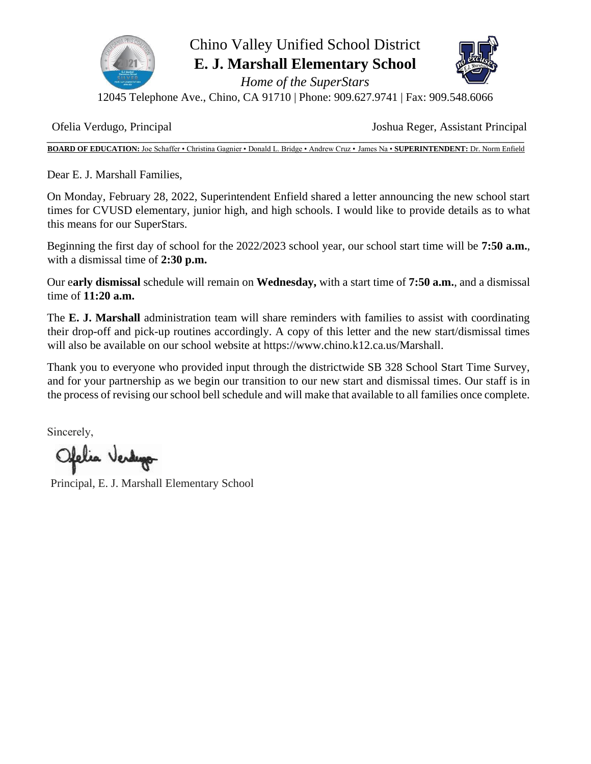Chino Valley Unified School District

**E. J. Marshall Elementary School**

*Home of the SuperStars*

12045 Telephone Ave., Chino, CA 91710 | Phone: 909.627.9741 | Fax: 909.548.6066

Ofelia Verdugo, Principal                    Joshua Reger, Assistant Principal

**BOARD OF EDUCATION:** Joe Schaffer • Christina Gagnier • Donald L. Bridge • Andrew Cruz • James Na • **SUPERINTENDENT:** Dr. Norm Enfield

Dear E. J. Marshall Families,

On Monday, February 28, 2022, Superintendent Enfield shared a letter announcing the new school start times for CVUSD elementary, junior high, and high schools. I would like to provide details as to what this means for our SuperStars.

Beginning the first day of school for the 2022/2023 school year, our school start time will be **7:50 a.m.**, with a dismissal time of **2:30 p.m.**

Our e**arly dismissal** schedule will remain on **Wednesday,** with a start time of **7:50 a.m.**, and a dismissal time of **11:20 a.m.**

The **E. J. Marshall** administration team will share reminders with families to assist with coordinating their drop-off and pick-up routines accordingly. A copy of this letter and the new start/dismissal times will also be available on our school website at https://www.chino.k12.ca.us/Marshall.

Thank you to everyone who provided input through the districtwide SB 328 School Start Time Survey, and for your partnership as we begin our transition to our new start and dismissal times. Our staff is in the process of revising our school bell schedule and will make that available to all families once complete.

Sincerely,

Ofelia Verdugo

Principal, E. J. Marshall Elementary School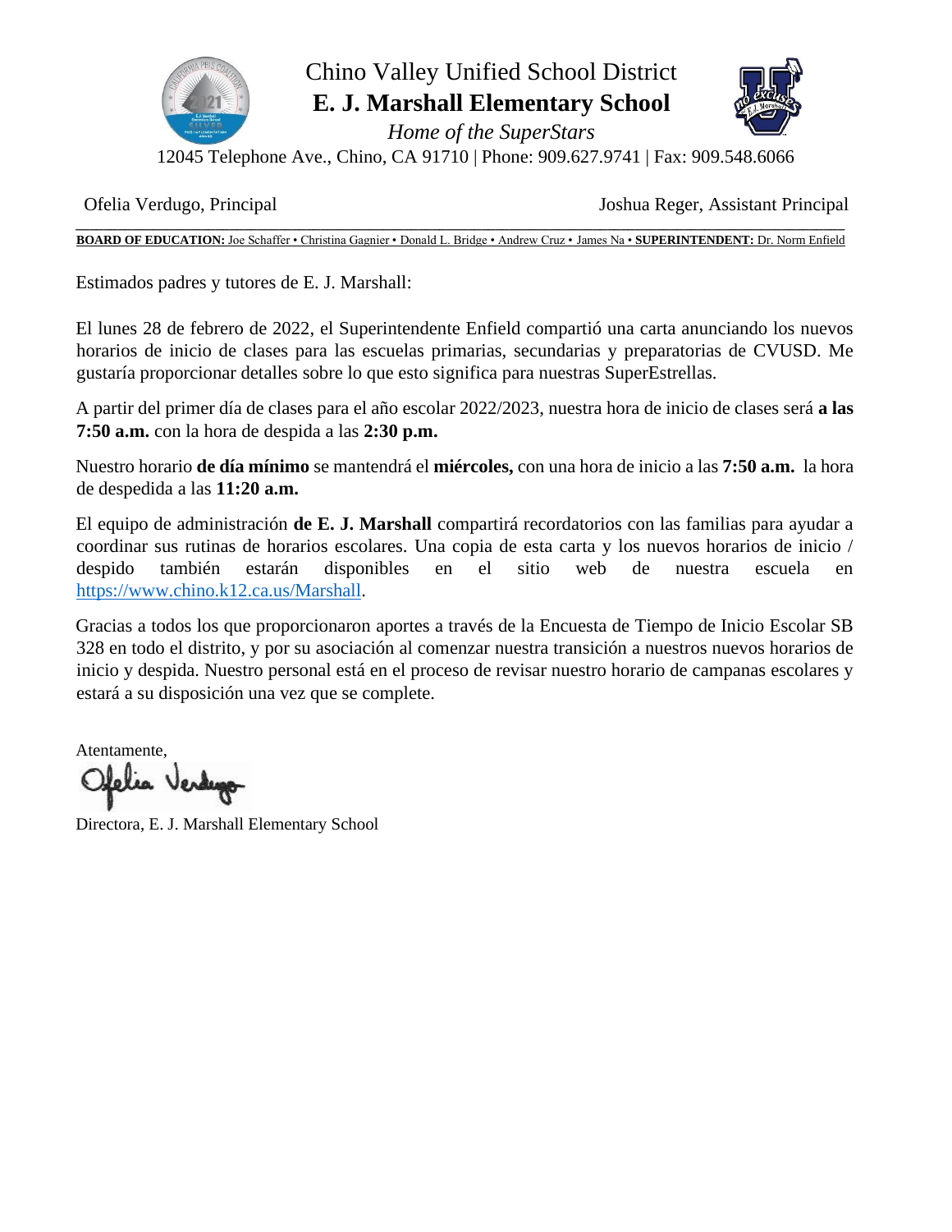Chino Valley Unified School District

**E. J. Marshall Elementary School**

*Home of the SuperStars*

12045 Telephone Ave., Chino, CA 91710 | Phone: 909.627.9741 | Fax: 909.548.6066

Ofelia Verdugo, Principal — Joshua Reger, Assistant Principal

**BOARD OF EDUCATION:** Joe Schaffer • Christina Gagnier • Donald L. Bridge • Andrew Cruz • James Na • **SUPERINTENDENT:** Dr. Norm Enfield

Estimados padres y tutores de E. J. Marshall:

El lunes 28 de febrero de 2022, el Superintendente Enfield compartió una carta anunciando los nuevos horarios de inicio de clases para las escuelas primarias, secundarias y preparatorias de CVUSD. Me gustaría proporcionar detalles sobre lo que esto significa para nuestras SuperEstrellas.

A partir del primer día de clases para el año escolar 2022/2023, nuestra hora de inicio de clases será **a las 7:50 a.m.** con la hora de despida a las **2:30 p.m.**

Nuestro horario **de día mínimo** se mantendrá el **miércoles,** con una hora de inicio a las **7:50 a.m.** la hora de despedida a las **11:20 a.m.**

El equipo de administración **de E. J. Marshall** compartirá recordatorios con las familias para ayudar a coordinar sus rutinas de horarios escolares. Una copia de esta carta y los nuevos horarios de inicio / despido también estarán disponibles en el sitio web de nuestra escuela en https://www.chino.k12.ca.us/Marshall.

Gracias a todos los que proporcionaron aportes a través de la Encuesta de Tiempo de Inicio Escolar SB 328 en todo el distrito, y por su asociación al comenzar nuestra transición a nuestros nuevos horarios de inicio y despida. Nuestro personal está en el proceso de revisar nuestro horario de campanas escolares y estará a su disposición una vez que se complete.

Atentamente,

Ofelia Verdugo

Directora, E. J. Marshall Elementary School